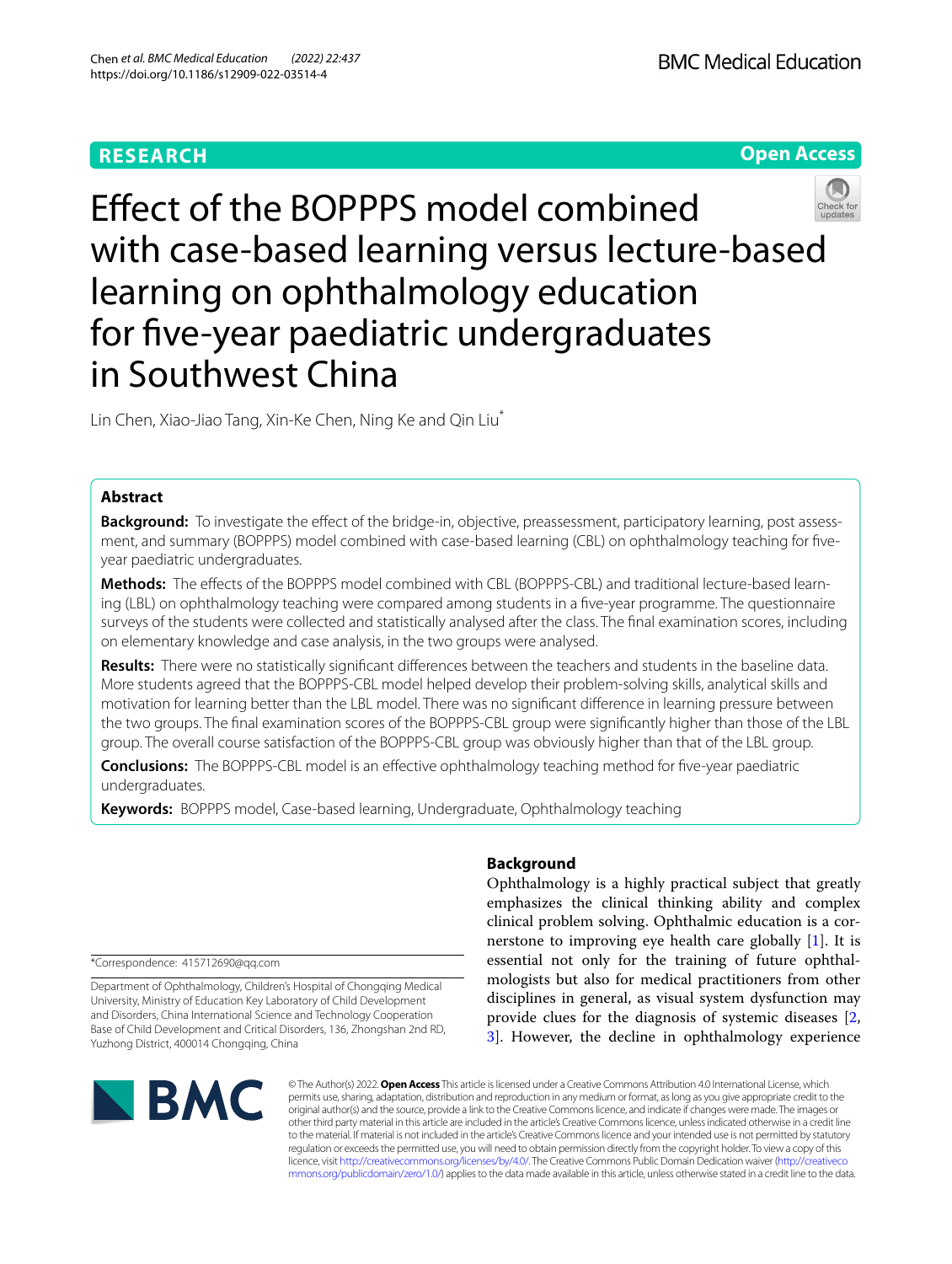RESEARCH

Open Access

# Effect of the BOPPPS model combined with case-based learning versus lecture-based learning on ophthalmology education for five-year paediatric undergraduates in Southwest China

Lin Chen, Xiao-Jiao Tang, Xin-Ke Chen, Ning Ke and Qin Liu*

## Abstract

**Background:** To investigate the effect of the bridge-in, objective, preassessment, participatory learning, post assessment, and summary (BOPPPS) model combined with case-based learning (CBL) on ophthalmology teaching for five-year paediatric undergraduates.

**Methods:** The effects of the BOPPPS model combined with CBL (BOPPPS-CBL) and traditional lecture-based learning (LBL) on ophthalmology teaching were compared among students in a five-year programme. The questionnaire surveys of the students were collected and statistically analysed after the class. The final examination scores, including on elementary knowledge and case analysis, in the two groups were analysed.

**Results:** There were no statistically significant differences between the teachers and students in the baseline data. More students agreed that the BOPPPS-CBL model helped develop their problem-solving skills, analytical skills and motivation for learning better than the LBL model. There was no significant difference in learning pressure between the two groups. The final examination scores of the BOPPPS-CBL group were significantly higher than those of the LBL group. The overall course satisfaction of the BOPPPS-CBL group was obviously higher than that of the LBL group.

**Conclusions:** The BOPPPS-CBL model is an effective ophthalmology teaching method for five-year paediatric undergraduates.

**Keywords:** BOPPPS model, Case-based learning, Undergraduate, Ophthalmology teaching

## Background

Ophthalmology is a highly practical subject that greatly emphasizes the clinical thinking ability and complex clinical problem solving. Ophthalmic education is a cornerstone to improving eye health care globally [1]. It is essential not only for the training of future ophthalmologists but also for medical practitioners from other disciplines in general, as visual system dysfunction may provide clues for the diagnosis of systemic diseases [2, 3]. However, the decline in ophthalmology experience

*Correspondence: 415712690@qq.com

Department of Ophthalmology, Children's Hospital of Chongqing Medical University, Ministry of Education Key Laboratory of Child Development and Disorders, China International Science and Technology Cooperation Base of Child Development and Critical Disorders, 136, Zhongshan 2nd RD, Yuzhong District, 400014 Chongqing, China

© The Author(s) 2022. **Open Access** This article is licensed under a Creative Commons Attribution 4.0 International License, which permits use, sharing, adaptation, distribution and reproduction in any medium or format, as long as you give appropriate credit to the original author(s) and the source, provide a link to the Creative Commons licence, and indicate if changes were made. The images or other third party material in this article are included in the article's Creative Commons licence, unless indicated otherwise in a credit line to the material. If material is not included in the article's Creative Commons licence and your intended use is not permitted by statutory regulation or exceeds the permitted use, you will need to obtain permission directly from the copyright holder. To view a copy of this licence, visit http://creativecommons.org/licenses/by/4.0/. The Creative Commons Public Domain Dedication waiver (http://creativecommons.org/publicdomain/zero/1.0/) applies to the data made available in this article, unless otherwise stated in a credit line to the data.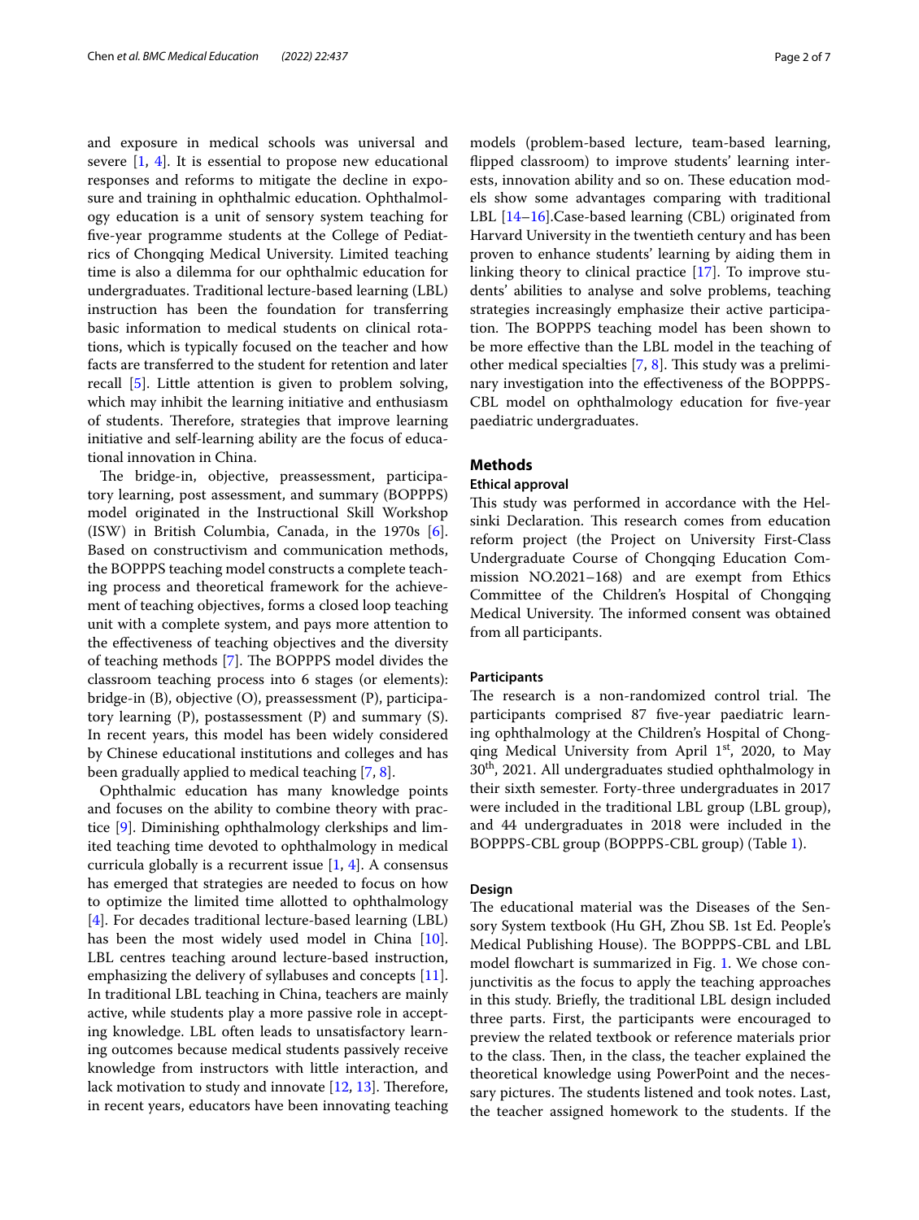and exposure in medical schools was universal and severe [1, 4]. It is essential to propose new educational responses and reforms to mitigate the decline in exposure and training in ophthalmic education. Ophthalmology education is a unit of sensory system teaching for five-year programme students at the College of Pediatrics of Chongqing Medical University. Limited teaching time is also a dilemma for our ophthalmic education for undergraduates. Traditional lecture-based learning (LBL) instruction has been the foundation for transferring basic information to medical students on clinical rotations, which is typically focused on the teacher and how facts are transferred to the student for retention and later recall [5]. Little attention is given to problem solving, which may inhibit the learning initiative and enthusiasm of students. Therefore, strategies that improve learning initiative and self-learning ability are the focus of educational innovation in China.

The bridge-in, objective, preassessment, participatory learning, post assessment, and summary (BOPPPS) model originated in the Instructional Skill Workshop (ISW) in British Columbia, Canada, in the 1970s [6]. Based on constructivism and communication methods, the BOPPPS teaching model constructs a complete teaching process and theoretical framework for the achievement of teaching objectives, forms a closed loop teaching unit with a complete system, and pays more attention to the effectiveness of teaching objectives and the diversity of teaching methods [7]. The BOPPPS model divides the classroom teaching process into 6 stages (or elements): bridge-in (B), objective (O), preassessment (P), participatory learning (P), postassessment (P) and summary (S). In recent years, this model has been widely considered by Chinese educational institutions and colleges and has been gradually applied to medical teaching [7, 8].

Ophthalmic education has many knowledge points and focuses on the ability to combine theory with practice [9]. Diminishing ophthalmology clerkships and limited teaching time devoted to ophthalmology in medical curricula globally is a recurrent issue [1, 4]. A consensus has emerged that strategies are needed to focus on how to optimize the limited time allotted to ophthalmology [4]. For decades traditional lecture-based learning (LBL) has been the most widely used model in China [10]. LBL centres teaching around lecture-based instruction, emphasizing the delivery of syllabuses and concepts [11]. In traditional LBL teaching in China, teachers are mainly active, while students play a more passive role in accepting knowledge. LBL often leads to unsatisfactory learning outcomes because medical students passively receive knowledge from instructors with little interaction, and lack motivation to study and innovate [12, 13]. Therefore, in recent years, educators have been innovating teaching models (problem-based lecture, team-based learning, flipped classroom) to improve students' learning interests, innovation ability and so on. These education models show some advantages comparing with traditional LBL [14–16].Case-based learning (CBL) originated from Harvard University in the twentieth century and has been proven to enhance students' learning by aiding them in linking theory to clinical practice [17]. To improve students' abilities to analyse and solve problems, teaching strategies increasingly emphasize their active participation. The BOPPPS teaching model has been shown to be more effective than the LBL model in the teaching of other medical specialties [7, 8]. This study was a preliminary investigation into the effectiveness of the BOPPPS-CBL model on ophthalmology education for five-year paediatric undergraduates.

## Methods

### Ethical approval

This study was performed in accordance with the Helsinki Declaration. This research comes from education reform project (the Project on University First-Class Undergraduate Course of Chongqing Education Commission NO.2021–168) and are exempt from Ethics Committee of the Children's Hospital of Chongqing Medical University. The informed consent was obtained from all participants.

### Participants

The research is a non-randomized control trial. The participants comprised 87 five-year paediatric learning ophthalmology at the Children's Hospital of Chongqing Medical University from April 1st, 2020, to May 30th, 2021. All undergraduates studied ophthalmology in their sixth semester. Forty-three undergraduates in 2017 were included in the traditional LBL group (LBL group), and 44 undergraduates in 2018 were included in the BOPPPS-CBL group (BOPPPS-CBL group) (Table 1).

### Design

The educational material was the Diseases of the Sensory System textbook (Hu GH, Zhou SB. 1st Ed. People's Medical Publishing House). The BOPPPS-CBL and LBL model flowchart is summarized in Fig. 1. We chose conjunctivitis as the focus to apply the teaching approaches in this study. Briefly, the traditional LBL design included three parts. First, the participants were encouraged to preview the related textbook or reference materials prior to the class. Then, in the class, the teacher explained the theoretical knowledge using PowerPoint and the necessary pictures. The students listened and took notes. Last, the teacher assigned homework to the students. If the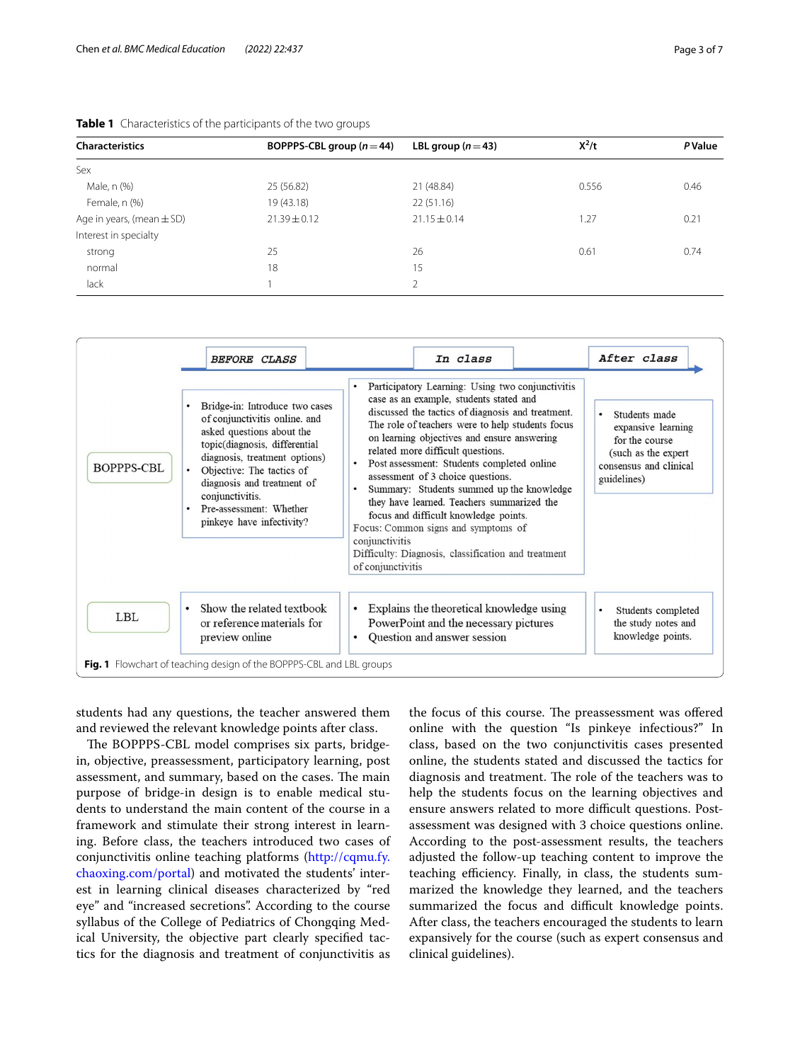**Table 1** Characteristics of the participants of the two groups

| Characteristics | BOPPPS-CBL group ($n=44$) | LBL group ($n=43$) | $X^2$/t | *P* Value |
|---|---|---|---|---|
| Sex | | | | |
| Male, n (%) | 25 (56.82) | 21 (48.84) | 0.556 | 0.46 |
| Female, n (%) | 19 (43.18) | 22 (51.16) | | |
| Age in years, (mean ± SD) | 21.39 ± 0.12 | 21.15 ± 0.14 | 1.27 | 0.21 |
| Interest in specialty | | | | |
| strong | 25 | 26 | 0.61 | 0.74 |
| normal | 18 | 15 | | |
| lack | 1 | 2 | | |

| | BEFORE CLASS | In class | After class |
|---|---|---|---|
| BOPPPS-CBL | • Bridge-in: Introduce two cases of conjunctivitis online. and asked questions about the topic(diagnosis, differential diagnosis, treatment options)<br>• Objective: The tactics of diagnosis and treatment of conjunctivitis.<br>• Pre-assessment: Whether pinkeye have infectivity? | • Participatory Learning: Using two conjunctivitis case as an example, students stated and discussed the tactics of diagnosis and treatment. The role of teachers were to help students focus on learning objectives and ensure answering related more difficult questions.<br>• Post assessment: Students completed online assessment of 3 choice questions.<br>• Summary: Students summed up the knowledge they have learned. Teachers summarized the focus and difficult knowledge points.<br>Focus: Common signs and symptoms of conjunctivitis<br>Difficulty: Diagnosis, classification and treatment of conjunctivitis | • Students made expansive learning for the course (such as the expert consensus and clinical guidelines) |
| LBL | • Show the related textbook or reference materials for preview online | • Explains the theoretical knowledge using PowerPoint and the necessary pictures<br>• Question and answer session | • Students completed the study notes and knowledge points. |

**Fig. 1** Flowchart of teaching design of the BOPPPS-CBL and LBL groups

students had any questions, the teacher answered them and reviewed the relevant knowledge points after class.

The BOPPPS-CBL model comprises six parts, bridge-in, objective, preassessment, participatory learning, post assessment, and summary, based on the cases. The main purpose of bridge-in design is to enable medical students to understand the main content of the course in a framework and stimulate their strong interest in learning. Before class, the teachers introduced two cases of conjunctivitis online teaching platforms (http://cqmu.fy.chaoxing.com/portal) and motivated the students' interest in learning clinical diseases characterized by "red eye" and "increased secretions". According to the course syllabus of the College of Pediatrics of Chongqing Medical University, the objective part clearly specified tactics for the diagnosis and treatment of conjunctivitis as the focus of this course. The preassessment was offered online with the question "Is pinkeye infectious?" In class, based on the two conjunctivitis cases presented online, the students stated and discussed the tactics for diagnosis and treatment. The role of the teachers was to help the students focus on the learning objectives and ensure answers related to more difficult questions. Post-assessment was designed with 3 choice questions online. According to the post-assessment results, the teachers adjusted the follow-up teaching content to improve the teaching efficiency. Finally, in class, the students summarized the knowledge they learned, and the teachers summarized the focus and difficult knowledge points. After class, the teachers encouraged the students to learn expansively for the course (such as expert consensus and clinical guidelines).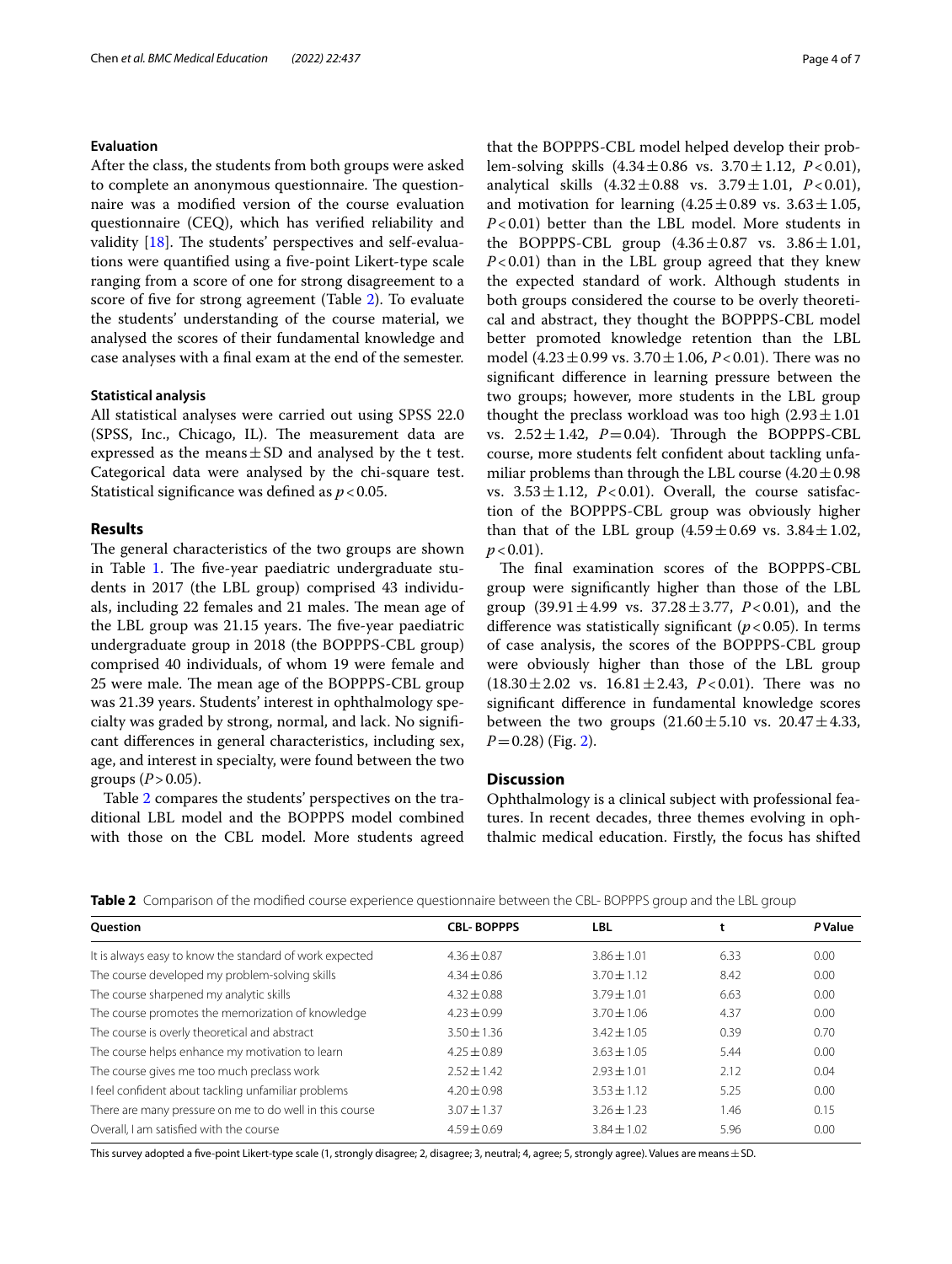### Evaluation

After the class, the students from both groups were asked to complete an anonymous questionnaire. The questionnaire was a modified version of the course evaluation questionnaire (CEQ), which has verified reliability and validity [18]. The students' perspectives and self-evaluations were quantified using a five-point Likert-type scale ranging from a score of one for strong disagreement to a score of five for strong agreement (Table 2). To evaluate the students' understanding of the course material, we analysed the scores of their fundamental knowledge and case analyses with a final exam at the end of the semester.

### Statistical analysis

All statistical analyses were carried out using SPSS 22.0 (SPSS, Inc., Chicago, IL). The measurement data are expressed as the means ± SD and analysed by the t test. Categorical data were analysed by the chi-square test. Statistical significance was defined as $p < 0.05$.

## Results

The general characteristics of the two groups are shown in Table 1. The five-year paediatric undergraduate students in 2017 (the LBL group) comprised 43 individuals, including 22 females and 21 males. The mean age of the LBL group was 21.15 years. The five-year paediatric undergraduate group in 2018 (the BOPPPS-CBL group) comprised 40 individuals, of whom 19 were female and 25 were male. The mean age of the BOPPPS-CBL group was 21.39 years. Students' interest in ophthalmology specialty was graded by strong, normal, and lack. No significant differences in general characteristics, including sex, age, and interest in specialty, were found between the two groups ($P > 0.05$).

Table 2 compares the students' perspectives on the traditional LBL model and the BOPPPS model combined with those on the CBL model. More students agreed that the BOPPPS-CBL model helped develop their problem-solving skills (4.34 ± 0.86 vs. 3.70 ± 1.12, $P < 0.01$), analytical skills (4.32 ± 0.88 vs. 3.79 ± 1.01, $P < 0.01$), and motivation for learning (4.25 ± 0.89 vs. 3.63 ± 1.05, $P < 0.01$) better than the LBL model. More students in the BOPPPS-CBL group (4.36 ± 0.87 vs. 3.86 ± 1.01, $P < 0.01$) than in the LBL group agreed that they knew the expected standard of work. Although students in both groups considered the course to be overly theoretical and abstract, they thought the BOPPPS-CBL model better promoted knowledge retention than the LBL model (4.23 ± 0.99 vs. 3.70 ± 1.06, $P < 0.01$). There was no significant difference in learning pressure between the two groups; however, more students in the LBL group thought the preclass workload was too high (2.93 ± 1.01 vs. 2.52 ± 1.42, $P = 0.04$). Through the BOPPPS-CBL course, more students felt confident about tackling unfamiliar problems than through the LBL course (4.20 ± 0.98 vs. 3.53 ± 1.12, $P < 0.01$). Overall, the course satisfaction of the BOPPPS-CBL group was obviously higher than that of the LBL group (4.59 ± 0.69 vs. 3.84 ± 1.02, $p < 0.01$).

The final examination scores of the BOPPPS-CBL group were significantly higher than those of the LBL group (39.91 ± 4.99 vs. 37.28 ± 3.77, $P < 0.01$), and the difference was statistically significant ($p < 0.05$). In terms of case analysis, the scores of the BOPPPS-CBL group were obviously higher than those of the LBL group (18.30 ± 2.02 vs. 16.81 ± 2.43, $P < 0.01$). There was no significant difference in fundamental knowledge scores between the two groups (21.60 ± 5.10 vs. 20.47 ± 4.33, $P = 0.28$) (Fig. 2).

## Discussion

Ophthalmology is a clinical subject with professional features. In recent decades, three themes evolving in ophthalmic medical education. Firstly, the focus has shifted

**Table 2** Comparison of the modified course experience questionnaire between the CBL- BOPPPS group and the LBL group

| Question | CBL- BOPPPS | LBL | t | *P* Value |
|---|---|---|---|---|
| It is always easy to know the standard of work expected | 4.36 ± 0.87 | 3.86 ± 1.01 | 6.33 | 0.00 |
| The course developed my problem-solving skills | 4.34 ± 0.86 | 3.70 ± 1.12 | 8.42 | 0.00 |
| The course sharpened my analytic skills | 4.32 ± 0.88 | 3.79 ± 1.01 | 6.63 | 0.00 |
| The course promotes the memorization of knowledge | 4.23 ± 0.99 | 3.70 ± 1.06 | 4.37 | 0.00 |
| The course is overly theoretical and abstract | 3.50 ± 1.36 | 3.42 ± 1.05 | 0.39 | 0.70 |
| The course helps enhance my motivation to learn | 4.25 ± 0.89 | 3.63 ± 1.05 | 5.44 | 0.00 |
| The course gives me too much preclass work | 2.52 ± 1.42 | 2.93 ± 1.01 | 2.12 | 0.04 |
| I feel confident about tackling unfamiliar problems | 4.20 ± 0.98 | 3.53 ± 1.12 | 5.25 | 0.00 |
| There are many pressure on me to do well in this course | 3.07 ± 1.37 | 3.26 ± 1.23 | 1.46 | 0.15 |
| Overall, I am satisfied with the course | 4.59 ± 0.69 | 3.84 ± 1.02 | 5.96 | 0.00 |

This survey adopted a five-point Likert-type scale (1, strongly disagree; 2, disagree; 3, neutral; 4, agree; 5, strongly agree). Values are means ± SD.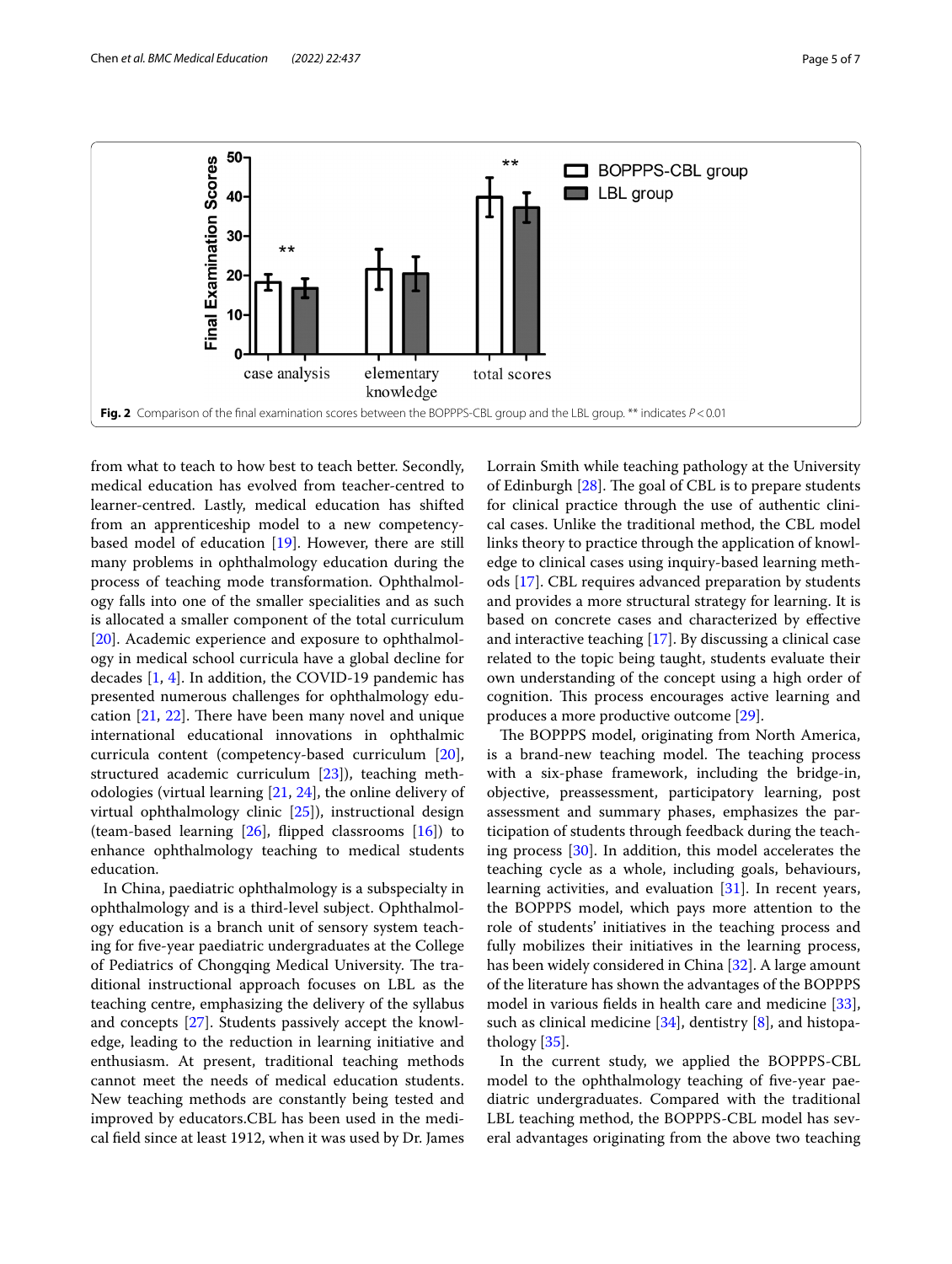Fig. 2 Comparison of the final examination scores between the BOPPPS-CBL group and the LBL group. ** indicates $P < 0.01$

from what to teach to how best to teach better. Secondly, medical education has evolved from teacher-centred to learner-centred. Lastly, medical education has shifted from an apprenticeship model to a new competency-based model of education [19]. However, there are still many problems in ophthalmology education during the process of teaching mode transformation. Ophthalmology falls into one of the smaller specialities and as such is allocated a smaller component of the total curriculum [20]. Academic experience and exposure to ophthalmology in medical school curricula have a global decline for decades [1, 4]. In addition, the COVID-19 pandemic has presented numerous challenges for ophthalmology education [21, 22]. There have been many novel and unique international educational innovations in ophthalmic curricula content (competency-based curriculum [20], structured academic curriculum [23]), teaching methodologies (virtual learning [21, 24], the online delivery of virtual ophthalmology clinic [25]), instructional design (team-based learning [26], flipped classrooms [16]) to enhance ophthalmology teaching to medical students education.

In China, paediatric ophthalmology is a subspecialty in ophthalmology and is a third-level subject. Ophthalmology education is a branch unit of sensory system teaching for five-year paediatric undergraduates at the College of Pediatrics of Chongqing Medical University. The traditional instructional approach focuses on LBL as the teaching centre, emphasizing the delivery of the syllabus and concepts [27]. Students passively accept the knowledge, leading to the reduction in learning initiative and enthusiasm. At present, traditional teaching methods cannot meet the needs of medical education students. New teaching methods are constantly being tested and improved by educators.CBL has been used in the medical field since at least 1912, when it was used by Dr. James Lorrain Smith while teaching pathology at the University of Edinburgh [28]. The goal of CBL is to prepare students for clinical practice through the use of authentic clinical cases. Unlike the traditional method, the CBL model links theory to practice through the application of knowledge to clinical cases using inquiry-based learning methods [17]. CBL requires advanced preparation by students and provides a more structural strategy for learning. It is based on concrete cases and characterized by effective and interactive teaching [17]. By discussing a clinical case related to the topic being taught, students evaluate their own understanding of the concept using a high order of cognition. This process encourages active learning and produces a more productive outcome [29].

The BOPPPS model, originating from North America, is a brand-new teaching model. The teaching process with a six-phase framework, including the bridge-in, objective, preassessment, participatory learning, post assessment and summary phases, emphasizes the participation of students through feedback during the teaching process [30]. In addition, this model accelerates the teaching cycle as a whole, including goals, behaviours, learning activities, and evaluation [31]. In recent years, the BOPPPS model, which pays more attention to the role of students' initiatives in the teaching process and fully mobilizes their initiatives in the learning process, has been widely considered in China [32]. A large amount of the literature has shown the advantages of the BOPPPS model in various fields in health care and medicine [33], such as clinical medicine [34], dentistry [8], and histopathology [35].

In the current study, we applied the BOPPPS-CBL model to the ophthalmology teaching of five-year paediatric undergraduates. Compared with the traditional LBL teaching method, the BOPPPS-CBL model has several advantages originating from the above two teaching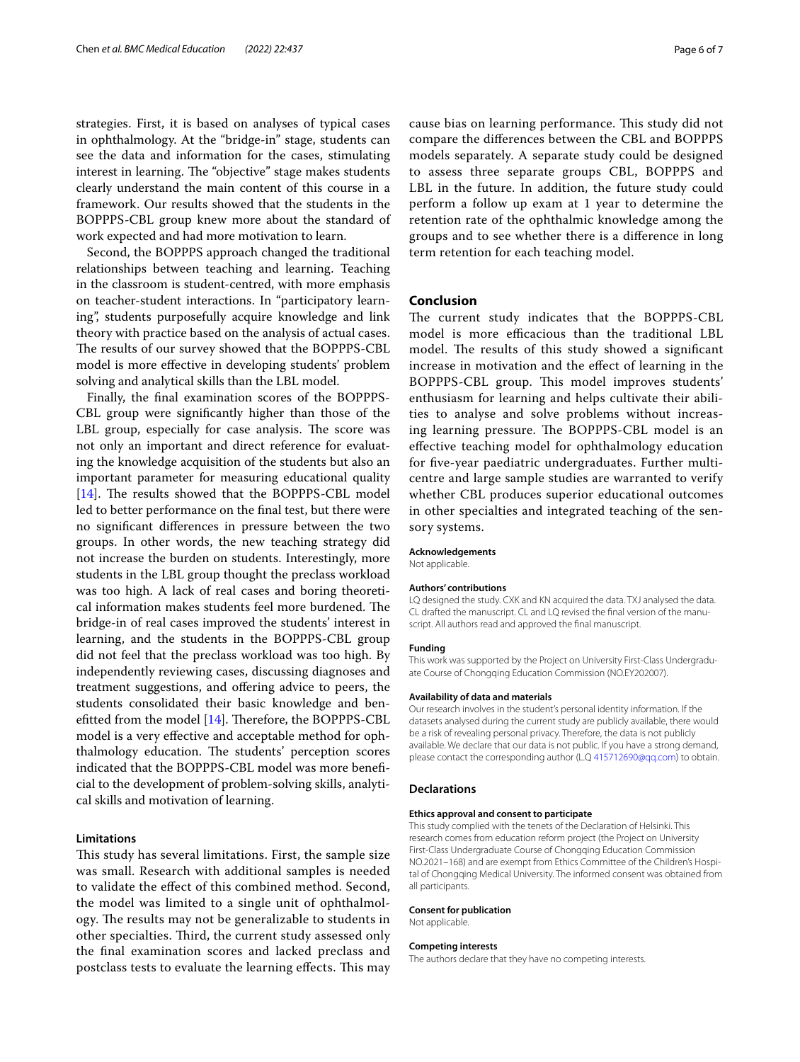strategies. First, it is based on analyses of typical cases in ophthalmology. At the "bridge-in" stage, students can see the data and information for the cases, stimulating interest in learning. The "objective" stage makes students clearly understand the main content of this course in a framework. Our results showed that the students in the BOPPPS-CBL group knew more about the standard of work expected and had more motivation to learn.

Second, the BOPPPS approach changed the traditional relationships between teaching and learning. Teaching in the classroom is student-centred, with more emphasis on teacher-student interactions. In "participatory learning", students purposefully acquire knowledge and link theory with practice based on the analysis of actual cases. The results of our survey showed that the BOPPPS-CBL model is more effective in developing students' problem solving and analytical skills than the LBL model.

Finally, the final examination scores of the BOPPPS-CBL group were significantly higher than those of the LBL group, especially for case analysis. The score was not only an important and direct reference for evaluating the knowledge acquisition of the students but also an important parameter for measuring educational quality [14]. The results showed that the BOPPPS-CBL model led to better performance on the final test, but there were no significant differences in pressure between the two groups. In other words, the new teaching strategy did not increase the burden on students. Interestingly, more students in the LBL group thought the preclass workload was too high. A lack of real cases and boring theoretical information makes students feel more burdened. The bridge-in of real cases improved the students' interest in learning, and the students in the BOPPPS-CBL group did not feel that the preclass workload was too high. By independently reviewing cases, discussing diagnoses and treatment suggestions, and offering advice to peers, the students consolidated their basic knowledge and benefitted from the model [14]. Therefore, the BOPPPS-CBL model is a very effective and acceptable method for ophthalmology education. The students' perception scores indicated that the BOPPPS-CBL model was more beneficial to the development of problem-solving skills, analytical skills and motivation of learning.

### Limitations

This study has several limitations. First, the sample size was small. Research with additional samples is needed to validate the effect of this combined method. Second, the model was limited to a single unit of ophthalmology. The results may not be generalizable to students in other specialties. Third, the current study assessed only the final examination scores and lacked preclass and postclass tests to evaluate the learning effects. This may cause bias on learning performance. This study did not compare the differences between the CBL and BOPPPS models separately. A separate study could be designed to assess three separate groups CBL, BOPPPS and LBL in the future. In addition, the future study could perform a follow up exam at 1 year to determine the retention rate of the ophthalmic knowledge among the groups and to see whether there is a difference in long term retention for each teaching model.

## Conclusion

The current study indicates that the BOPPPS-CBL model is more efficacious than the traditional LBL model. The results of this study showed a significant increase in motivation and the effect of learning in the BOPPPS-CBL group. This model improves students' enthusiasm for learning and helps cultivate their abilities to analyse and solve problems without increasing learning pressure. The BOPPPS-CBL model is an effective teaching model for ophthalmology education for five-year paediatric undergraduates. Further multicentre and large sample studies are warranted to verify whether CBL produces superior educational outcomes in other specialties and integrated teaching of the sensory systems.

#### Acknowledgements

Not applicable.

#### Authors' contributions

LQ designed the study. CXK and KN acquired the data. TXJ analysed the data. CL drafted the manuscript. CL and LQ revised the final version of the manuscript. All authors read and approved the final manuscript.

#### Funding

This work was supported by the Project on University First-Class Undergraduate Course of Chongqing Education Commission (NO.EY202007).

#### Availability of data and materials

Our research involves in the student's personal identity information. If the datasets analysed during the current study are publicly available, there would be a risk of revealing personal privacy. Therefore, the data is not publicly available. We declare that our data is not public. If you have a strong demand, please contact the corresponding author (L.Q 415712690@qq.com) to obtain.

## Declarations

#### Ethics approval and consent to participate

This study complied with the tenets of the Declaration of Helsinki. This research comes from education reform project (the Project on University First-Class Undergraduate Course of Chongqing Education Commission NO.2021–168) and are exempt from Ethics Committee of the Children's Hospital of Chongqing Medical University. The informed consent was obtained from all participants.

#### Consent for publication

Not applicable.

#### Competing interests

The authors declare that they have no competing interests.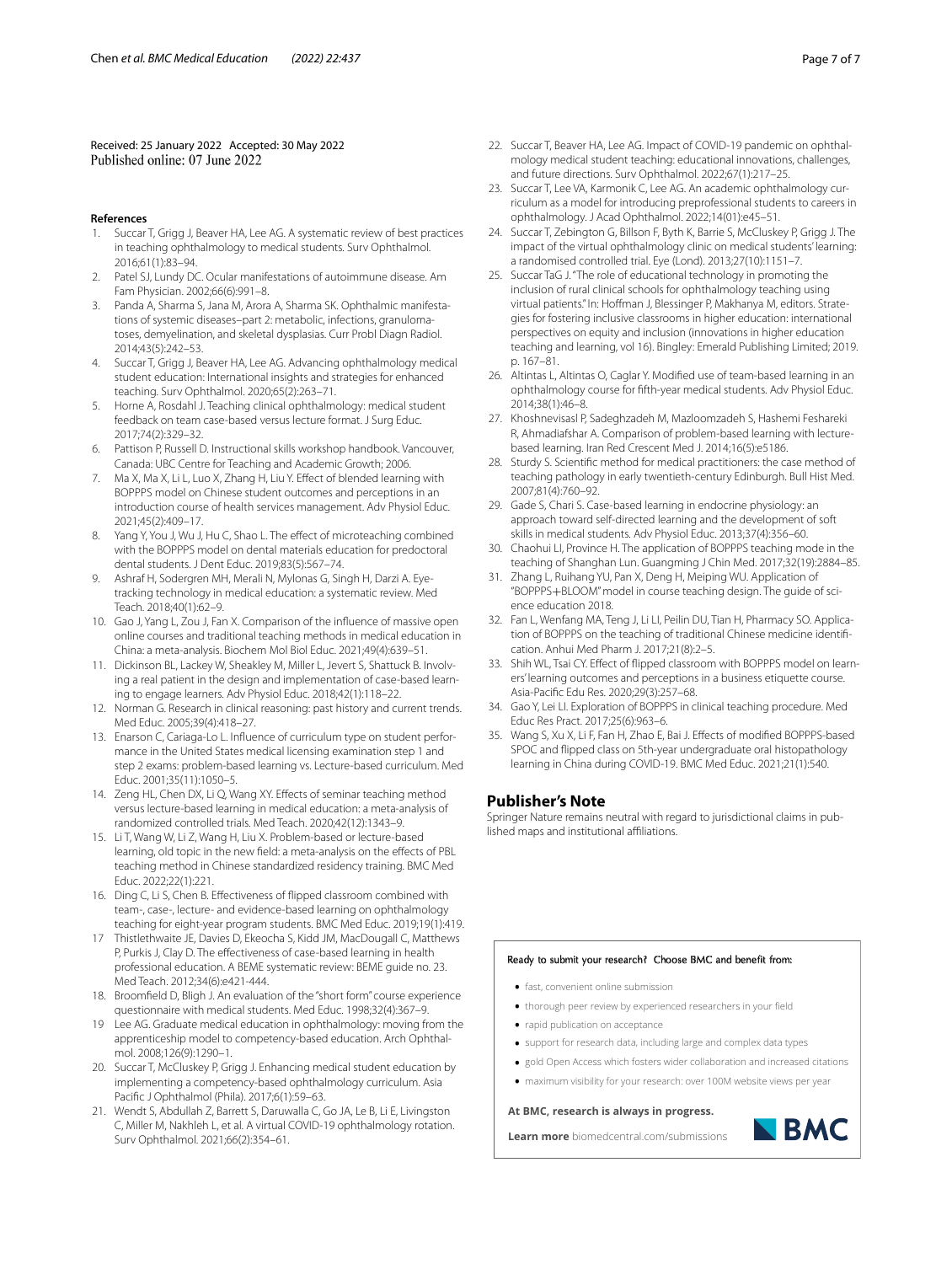Received: 25 January 2022 Accepted: 30 May 2022
Published online: 07 June 2022

#### References

1. Succar T, Grigg J, Beaver HA, Lee AG. A systematic review of best practices in teaching ophthalmology to medical students. Surv Ophthalmol. 2016;61(1):83–94.
2. Patel SJ, Lundy DC. Ocular manifestations of autoimmune disease. Am Fam Physician. 2002;66(6):991–8.
3. Panda A, Sharma S, Jana M, Arora A, Sharma SK. Ophthalmic manifestations of systemic diseases–part 2: metabolic, infections, granulomatoses, demyelination, and skeletal dysplasias. Curr Probl Diagn Radiol. 2014;43(5):242–53.
4. Succar T, Grigg J, Beaver HA, Lee AG. Advancing ophthalmology medical student education: International insights and strategies for enhanced teaching. Surv Ophthalmol. 2020;65(2):263–71.
5. Horne A, Rosdahl J. Teaching clinical ophthalmology: medical student feedback on team case-based versus lecture format. J Surg Educ. 2017;74(2):329–32.
6. Pattison P, Russell D. Instructional skills workshop handbook. Vancouver, Canada: UBC Centre for Teaching and Academic Growth; 2006.
7. Ma X, Ma X, Li L, Luo X, Zhang H, Liu Y. Effect of blended learning with BOPPPS model on Chinese student outcomes and perceptions in an introduction course of health services management. Adv Physiol Educ. 2021;45(2):409–17.
8. Yang Y, You J, Wu J, Hu C, Shao L. The effect of microteaching combined with the BOPPPS model on dental materials education for predoctoral dental students. J Dent Educ. 2019;83(5):567–74.
9. Ashraf H, Sodergren MH, Merali N, Mylonas G, Singh H, Darzi A. Eye-tracking technology in medical education: a systematic review. Med Teach. 2018;40(1):62–9.
10. Gao J, Yang L, Zou J, Fan X. Comparison of the influence of massive open online courses and traditional teaching methods in medical education in China: a meta-analysis. Biochem Mol Biol Educ. 2021;49(4):639–51.
11. Dickinson BL, Lackey W, Sheakley M, Miller L, Jevert S, Shattuck B. Involving a real patient in the design and implementation of case-based learning to engage learners. Adv Physiol Educ. 2018;42(1):118–22.
12. Norman G. Research in clinical reasoning: past history and current trends. Med Educ. 2005;39(4):418–27.
13. Enarson C, Cariaga-Lo L. Influence of curriculum type on student performance in the United States medical licensing examination step 1 and step 2 exams: problem-based learning vs. Lecture-based curriculum. Med Educ. 2001;35(11):1050–5.
14. Zeng HL, Chen DX, Li Q, Wang XY. Effects of seminar teaching method versus lecture-based learning in medical education: a meta-analysis of randomized controlled trials. Med Teach. 2020;42(12):1343–9.
15. Li T, Wang W, Li Z, Wang H, Liu X. Problem-based or lecture-based learning, old topic in the new field: a meta-analysis on the effects of PBL teaching method in Chinese standardized residency training. BMC Med Educ. 2022;22(1):221.
16. Ding C, Li S, Chen B. Effectiveness of flipped classroom combined with team-, case-, lecture- and evidence-based learning on ophthalmology teaching for eight-year program students. BMC Med Educ. 2019;19(1):419.
17. Thistlethwaite JE, Davies D, Ekeocha S, Kidd JM, MacDougall C, Matthews P, Purkis J, Clay D. The effectiveness of case-based learning in health professional education. A BEME systematic review: BEME guide no. 23. Med Teach. 2012;34(6):e421-444.
18. Broomfield D, Bligh J. An evaluation of the "short form" course experience questionnaire with medical students. Med Educ. 1998;32(4):367–9.
19. Lee AG. Graduate medical education in ophthalmology: moving from the apprenticeship model to competency-based education. Arch Ophthalmol. 2008;126(9):1290–1.
20. Succar T, McCluskey P, Grigg J. Enhancing medical student education by implementing a competency-based ophthalmology curriculum. Asia Pacific J Ophthalmol (Phila). 2017;6(1):59–63.
21. Wendt S, Abdullah Z, Barrett S, Daruwalla C, Go JA, Le B, Li E, Livingston C, Miller M, Nakhleh L, et al. A virtual COVID-19 ophthalmology rotation. Surv Ophthalmol. 2021;66(2):354–61.
22. Succar T, Beaver HA, Lee AG. Impact of COVID-19 pandemic on ophthalmology medical student teaching: educational innovations, challenges, and future directions. Surv Ophthalmol. 2022;67(1):217–25.
23. Succar T, Lee VA, Karmonik C, Lee AG. An academic ophthalmology curriculum as a model for introducing preprofessional students to careers in ophthalmology. J Acad Ophthalmol. 2022;14(01):e45–51.
24. Succar T, Zebington G, Billson F, Byth K, Barrie S, McCluskey P, Grigg J. The impact of the virtual ophthalmology clinic on medical students' learning: a randomised controlled trial. Eye (Lond). 2013;27(10):1151–7.
25. Succar TaG J. "The role of educational technology in promoting the inclusion of rural clinical schools for ophthalmology teaching using virtual patients." In: Hoffman J, Blessinger P, Makhanya M, editors. Strategies for fostering inclusive classrooms in higher education: international perspectives on equity and inclusion (innovations in higher education teaching and learning, vol 16). Bingley: Emerald Publishing Limited; 2019. p. 167–81.
26. Altintas L, Altintas O, Caglar Y. Modified use of team-based learning in an ophthalmology course for fifth-year medical students. Adv Physiol Educ. 2014;38(1):46–8.
27. Khoshnevisasl P, Sadeghzadeh M, Mazloomzadeh S, Hashemi Feshareki R, Ahmadiafshar A. Comparison of problem-based learning with lecture-based learning. Iran Red Crescent Med J. 2014;16(5):e5186.
28. Sturdy S. Scientific method for medical practitioners: the case method of teaching pathology in early twentieth-century Edinburgh. Bull Hist Med. 2007;81(4):760–92.
29. Gade S, Chari S. Case-based learning in endocrine physiology: an approach toward self-directed learning and the development of soft skills in medical students. Adv Physiol Educ. 2013;37(4):356–60.
30. Chaohui LI, Province H. The application of BOPPPS teaching mode in the teaching of Shanghan Lun. Guangming J Chin Med. 2017;32(19):2884–85.
31. Zhang L, Ruihang YU, Pan X, Deng H, Meiping WU. Application of "BOPPPS+BLOOM" model in course teaching design. The guide of science education 2018.
32. Fan L, Wenfang MA, Teng J, Li LI, Peilin DU, Tian H, Pharmacy SO. Application of BOPPPS on the teaching of traditional Chinese medicine identification. Anhui Med Pharm J. 2017;21(8):2–5.
33. Shih WL, Tsai CY. Effect of flipped classroom with BOPPPS model on learners' learning outcomes and perceptions in a business etiquette course. Asia-Pacific Edu Res. 2020;29(3):257–68.
34. Gao Y, Lei LI. Exploration of BOPPPS in clinical teaching procedure. Med Educ Res Pract. 2017;25(6):963–6.
35. Wang S, Xu X, Li F, Fan H, Zhao E, Bai J. Effects of modified BOPPPS-based SPOC and flipped class on 5th-year undergraduate oral histopathology learning in China during COVID-19. BMC Med Educ. 2021;21(1):540.

## Publisher's Note

Springer Nature remains neutral with regard to jurisdictional claims in published maps and institutional affiliations.